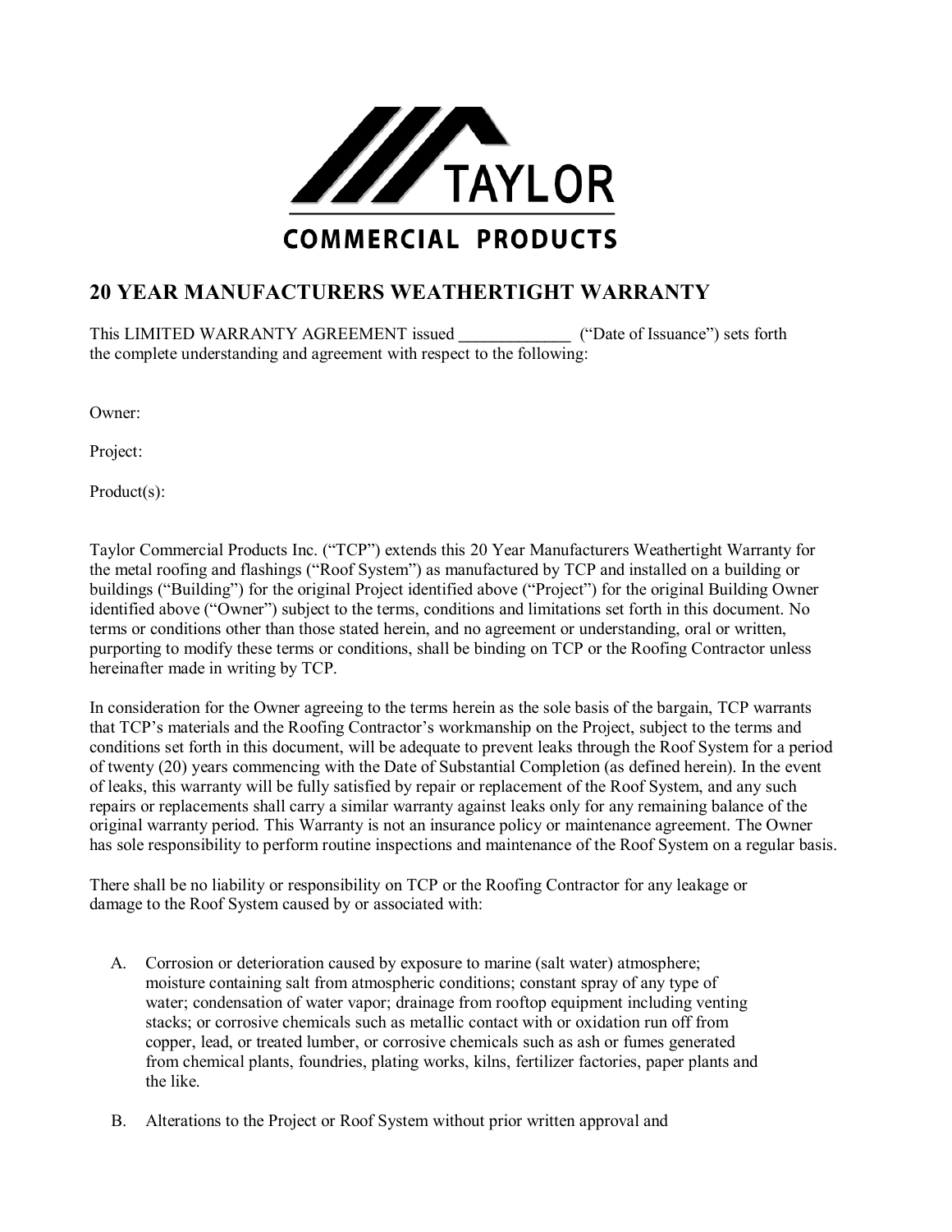TAYLOR

COMMERCIAL PRODUCTS

## 20 YEAR MANUFACTURERS WEATHERTIGHT WARRANTY

This LIMITED WARRANTY AGREEMENT issued **\_\_\_\_\_\_\_\_\_\_\_\_\_** ("Date of Issuance") sets forth the complete understanding and agreement with respect to the following:

Owner:

Project:

Product(s):

Taylor Commercial Products Inc. ("TCP") extends this 20 Year Manufacturers Weathertight Warranty for the metal roofing and flashings ("Roof System") as manufactured by TCP and installed on a building or buildings ("Building") for the original Project identified above ("Project") for the original Building Owner identified above ("Owner") subject to the terms, conditions and limitations set forth in this document. No terms or conditions other than those stated herein, and no agreement or understanding, oral or written, purporting to modify these terms or conditions, shall be binding on TCP or the Roofing Contractor unless hereinafter made in writing by TCP.

In consideration for the Owner agreeing to the terms herein as the sole basis of the bargain, TCP warrants that TCP's materials and the Roofing Contractor's workmanship on the Project, subject to the terms and conditions set forth in this document, will be adequate to prevent leaks through the Roof System for a period of twenty (20) years commencing with the Date of Substantial Completion (as defined herein). In the event of leaks, this warranty will be fully satisfied by repair or replacement of the Roof System, and any such repairs or replacements shall carry a similar warranty against leaks only for any remaining balance of the original warranty period. This Warranty is not an insurance policy or maintenance agreement. The Owner has sole responsibility to perform routine inspections and maintenance of the Roof System on a regular basis.

There shall be no liability or responsibility on TCP or the Roofing Contractor for any leakage or damage to the Roof System caused by or associated with:

A. Corrosion or deterioration caused by exposure to marine (salt water) atmosphere; moisture containing salt from atmospheric conditions; constant spray of any type of water; condensation of water vapor; drainage from rooftop equipment including venting stacks; or corrosive chemicals such as metallic contact with or oxidation run off from copper, lead, or treated lumber, or corrosive chemicals such as ash or fumes generated from chemical plants, foundries, plating works, kilns, fertilizer factories, paper plants and the like.

B. Alterations to the Project or Roof System without prior written approval and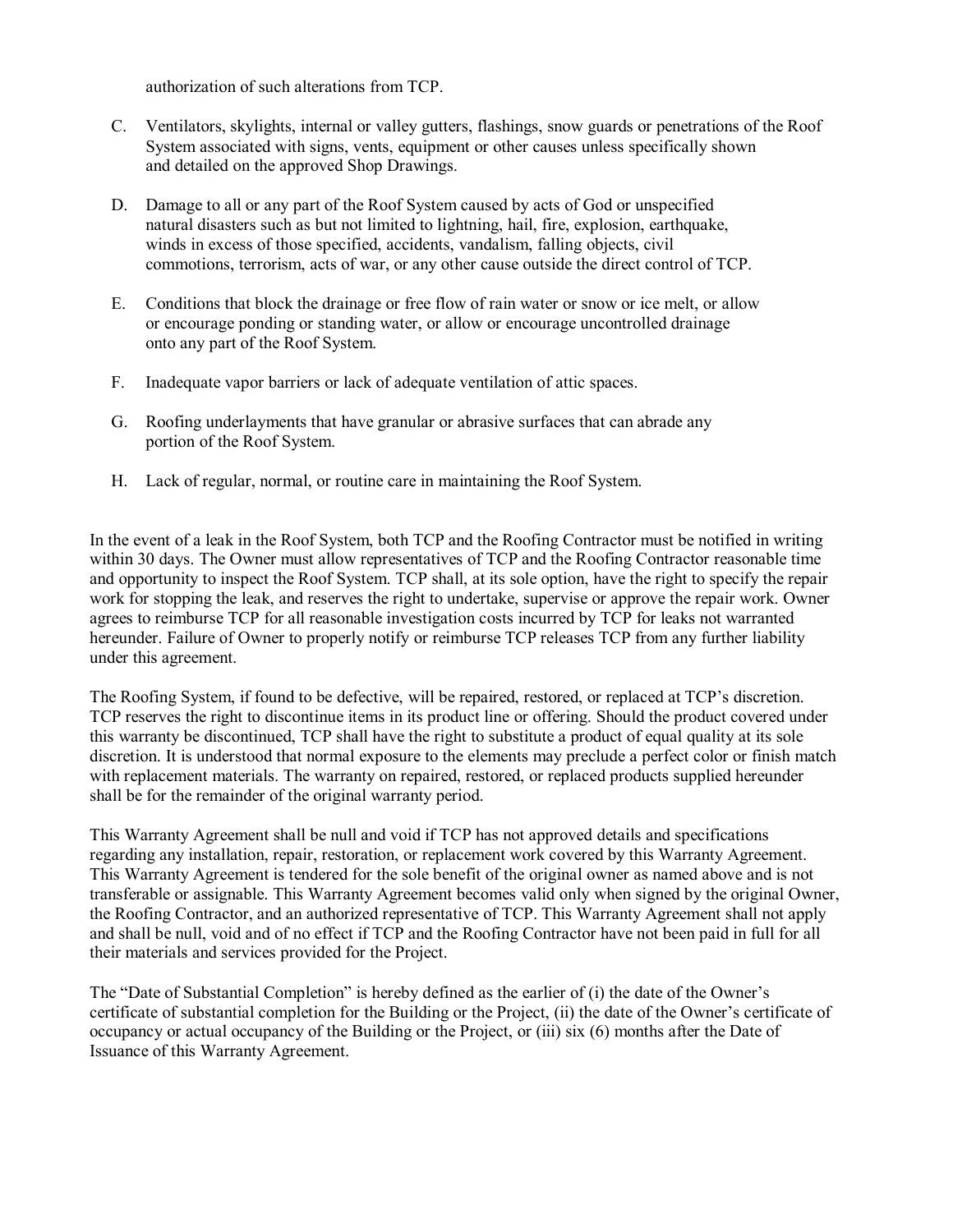authorization of such alterations from TCP.

C. Ventilators, skylights, internal or valley gutters, flashings, snow guards or penetrations of the Roof System associated with signs, vents, equipment or other causes unless specifically shown and detailed on the approved Shop Drawings.

D. Damage to all or any part of the Roof System caused by acts of God or unspecified natural disasters such as but not limited to lightning, hail, fire, explosion, earthquake, winds in excess of those specified, accidents, vandalism, falling objects, civil commotions, terrorism, acts of war, or any other cause outside the direct control of TCP.

E. Conditions that block the drainage or free flow of rain water or snow or ice melt, or allow or encourage ponding or standing water, or allow or encourage uncontrolled drainage onto any part of the Roof System.

F. Inadequate vapor barriers or lack of adequate ventilation of attic spaces.

G. Roofing underlayments that have granular or abrasive surfaces that can abrade any portion of the Roof System.

H. Lack of regular, normal, or routine care in maintaining the Roof System.

In the event of a leak in the Roof System, both TCP and the Roofing Contractor must be notified in writing within 30 days. The Owner must allow representatives of TCP and the Roofing Contractor reasonable time and opportunity to inspect the Roof System. TCP shall, at its sole option, have the right to specify the repair work for stopping the leak, and reserves the right to undertake, supervise or approve the repair work. Owner agrees to reimburse TCP for all reasonable investigation costs incurred by TCP for leaks not warranted hereunder. Failure of Owner to properly notify or reimburse TCP releases TCP from any further liability under this agreement.

The Roofing System, if found to be defective, will be repaired, restored, or replaced at TCP's discretion. TCP reserves the right to discontinue items in its product line or offering. Should the product covered under this warranty be discontinued, TCP shall have the right to substitute a product of equal quality at its sole discretion. It is understood that normal exposure to the elements may preclude a perfect color or finish match with replacement materials. The warranty on repaired, restored, or replaced products supplied hereunder shall be for the remainder of the original warranty period.

This Warranty Agreement shall be null and void if TCP has not approved details and specifications regarding any installation, repair, restoration, or replacement work covered by this Warranty Agreement. This Warranty Agreement is tendered for the sole benefit of the original owner as named above and is not transferable or assignable. This Warranty Agreement becomes valid only when signed by the original Owner, the Roofing Contractor, and an authorized representative of TCP. This Warranty Agreement shall not apply and shall be null, void and of no effect if TCP and the Roofing Contractor have not been paid in full for all their materials and services provided for the Project.

The "Date of Substantial Completion" is hereby defined as the earlier of (i) the date of the Owner's certificate of substantial completion for the Building or the Project, (ii) the date of the Owner's certificate of occupancy or actual occupancy of the Building or the Project, or (iii) six (6) months after the Date of Issuance of this Warranty Agreement.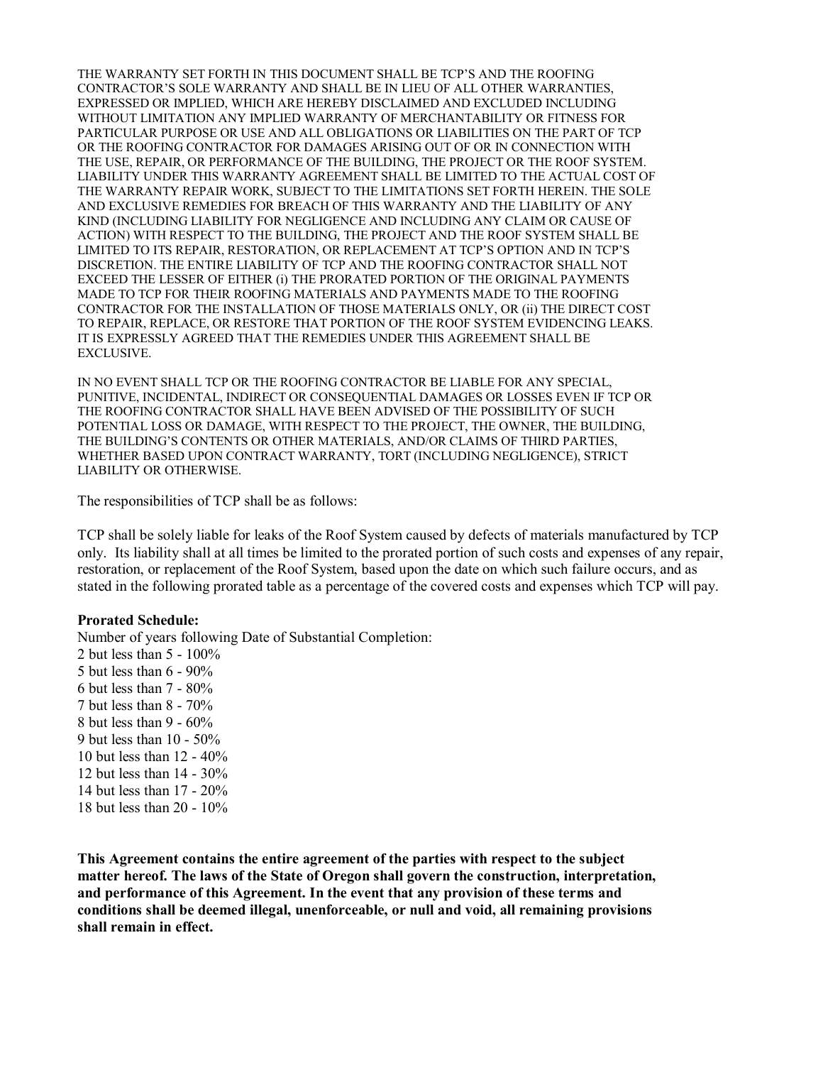THE WARRANTY SET FORTH IN THIS DOCUMENT SHALL BE TCP'S AND THE ROOFING CONTRACTOR'S SOLE WARRANTY AND SHALL BE IN LIEU OF ALL OTHER WARRANTIES, EXPRESSED OR IMPLIED, WHICH ARE HEREBY DISCLAIMED AND EXCLUDED INCLUDING WITHOUT LIMITATION ANY IMPLIED WARRANTY OF MERCHANTABILITY OR FITNESS FOR PARTICULAR PURPOSE OR USE AND ALL OBLIGATIONS OR LIABILITIES ON THE PART OF TCP OR THE ROOFING CONTRACTOR FOR DAMAGES ARISING OUT OF OR IN CONNECTION WITH THE USE, REPAIR, OR PERFORMANCE OF THE BUILDING, THE PROJECT OR THE ROOF SYSTEM. LIABILITY UNDER THIS WARRANTY AGREEMENT SHALL BE LIMITED TO THE ACTUAL COST OF THE WARRANTY REPAIR WORK, SUBJECT TO THE LIMITATIONS SET FORTH HEREIN. THE SOLE AND EXCLUSIVE REMEDIES FOR BREACH OF THIS WARRANTY AND THE LIABILITY OF ANY KIND (INCLUDING LIABILITY FOR NEGLIGENCE AND INCLUDING ANY CLAIM OR CAUSE OF ACTION) WITH RESPECT TO THE BUILDING, THE PROJECT AND THE ROOF SYSTEM SHALL BE LIMITED TO ITS REPAIR, RESTORATION, OR REPLACEMENT AT TCP'S OPTION AND IN TCP'S DISCRETION. THE ENTIRE LIABILITY OF TCP AND THE ROOFING CONTRACTOR SHALL NOT EXCEED THE LESSER OF EITHER (i) THE PRORATED PORTION OF THE ORIGINAL PAYMENTS MADE TO TCP FOR THEIR ROOFING MATERIALS AND PAYMENTS MADE TO THE ROOFING CONTRACTOR FOR THE INSTALLATION OF THOSE MATERIALS ONLY, OR (ii) THE DIRECT COST TO REPAIR, REPLACE, OR RESTORE THAT PORTION OF THE ROOF SYSTEM EVIDENCING LEAKS. IT IS EXPRESSLY AGREED THAT THE REMEDIES UNDER THIS AGREEMENT SHALL BE EXCLUSIVE.

IN NO EVENT SHALL TCP OR THE ROOFING CONTRACTOR BE LIABLE FOR ANY SPECIAL, PUNITIVE, INCIDENTAL, INDIRECT OR CONSEQUENTIAL DAMAGES OR LOSSES EVEN IF TCP OR THE ROOFING CONTRACTOR SHALL HAVE BEEN ADVISED OF THE POSSIBILITY OF SUCH POTENTIAL LOSS OR DAMAGE, WITH RESPECT TO THE PROJECT, THE OWNER, THE BUILDING, THE BUILDING'S CONTENTS OR OTHER MATERIALS, AND/OR CLAIMS OF THIRD PARTIES, WHETHER BASED UPON CONTRACT WARRANTY, TORT (INCLUDING NEGLIGENCE), STRICT LIABILITY OR OTHERWISE.

The responsibilities of TCP shall be as follows:

TCP shall be solely liable for leaks of the Roof System caused by defects of materials manufactured by TCP only. Its liability shall at all times be limited to the prorated portion of such costs and expenses of any repair, restoration, or replacement of the Roof System, based upon the date on which such failure occurs, and as stated in the following prorated table as a percentage of the covered costs and expenses which TCP will pay.

**Prorated Schedule:**

Number of years following Date of Substantial Completion:

2 but less than 5 - 100%
5 but less than 6 - 90%
6 but less than 7 - 80%
7 but less than 8 - 70%
8 but less than 9 - 60%
9 but less than 10 - 50%
10 but less than 12 - 40%
12 but less than 14 - 30%
14 but less than 17 - 20%
18 but less than 20 - 10%

**This Agreement contains the entire agreement of the parties with respect to the subject matter hereof. The laws of the State of Oregon shall govern the construction, interpretation, and performance of this Agreement. In the event that any provision of these terms and conditions shall be deemed illegal, unenforceable, or null and void, all remaining provisions shall remain in effect.**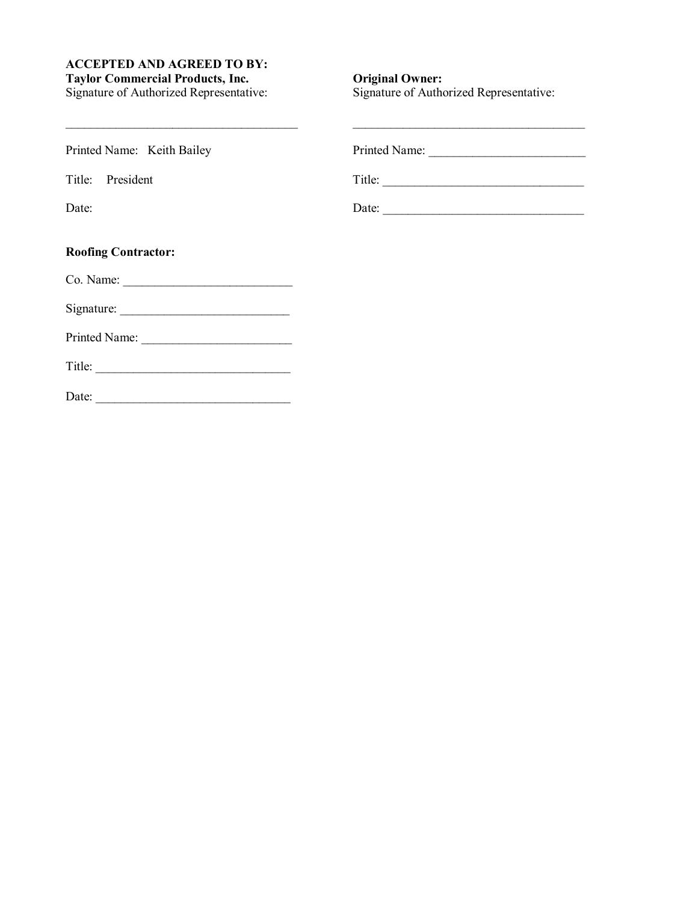**ACCEPTED AND AGREED TO BY:**

**Taylor Commercial Products, Inc.**
Signature of Authorized Representative:

_____________________________________

Printed Name: Keith Bailey

Title: President

Date:

**Original Owner:**
Signature of Authorized Representative:

_____________________________________

Printed Name: ________________________

Title: ________________________________

Date: ________________________________

**Roofing Contractor:**

Co. Name: ___________________________

Signature: ___________________________

Printed Name: _______________________

Title: _______________________________

Date: _______________________________